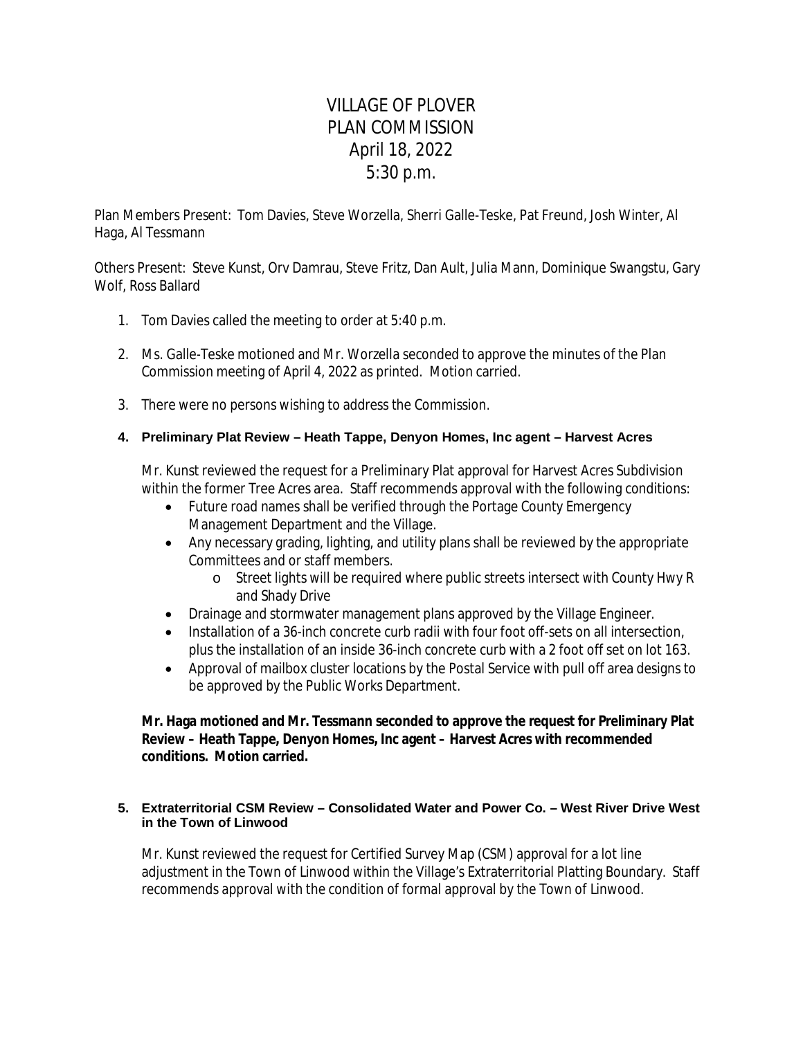# VILLAGE OF PLOVER
# PLAN COMMISSION
# April 18, 2022
# 5:30 p.m.

Plan Members Present: Tom Davies, Steve Worzella, Sherri Galle-Teske, Pat Freund, Josh Winter, Al Haga, Al Tessmann

Others Present: Steve Kunst, Orv Damrau, Steve Fritz, Dan Ault, Julia Mann, Dominique Swangstu, Gary Wolf, Ross Ballard

1. Tom Davies called the meeting to order at 5:40 p.m.

2. Ms. Galle-Teske motioned and Mr. Worzella seconded to approve the minutes of the Plan Commission meeting of April 4, 2022 as printed. Motion carried.

3. There were no persons wishing to address the Commission.

4. **Preliminary Plat Review – Heath Tappe, Denyon Homes, Inc agent – Harvest Acres**

   Mr. Kunst reviewed the request for a Preliminary Plat approval for Harvest Acres Subdivision within the former Tree Acres area. Staff recommends approval with the following conditions:

   - Future road names shall be verified through the Portage County Emergency Management Department and the Village.
   - Any necessary grading, lighting, and utility plans shall be reviewed by the appropriate Committees and or staff members.
     - Street lights will be required where public streets intersect with County Hwy R and Shady Drive
   - Drainage and stormwater management plans approved by the Village Engineer.
   - Installation of a 36-inch concrete curb radii with four foot off-sets on all intersection, plus the installation of an inside 36-inch concrete curb with a 2 foot off set on lot 163.
   - Approval of mailbox cluster locations by the Postal Service with pull off area designs to be approved by the Public Works Department.

   **Mr. Haga motioned and Mr. Tessmann seconded to approve the request for Preliminary Plat Review – Heath Tappe, Denyon Homes, Inc agent – Harvest Acres with recommended conditions. Motion carried.**

5. **Extraterritorial CSM Review – Consolidated Water and Power Co. – West River Drive West in the Town of Linwood**

   Mr. Kunst reviewed the request for Certified Survey Map (CSM) approval for a lot line adjustment in the Town of Linwood within the Village's Extraterritorial Platting Boundary. Staff recommends approval with the condition of formal approval by the Town of Linwood.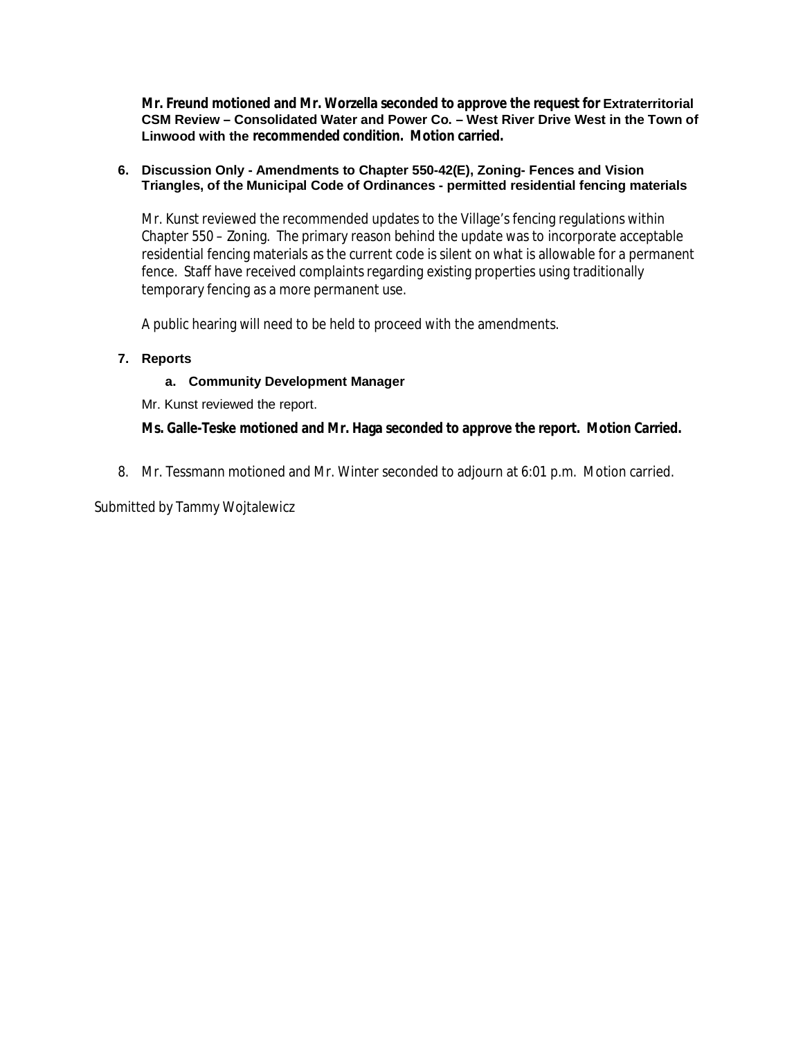**Mr. Freund motioned and Mr. Worzella seconded to approve the request for Extraterritorial CSM Review – Consolidated Water and Power Co. – West River Drive West in the Town of Linwood with the recommended condition. Motion carried.**

**6. Discussion Only - Amendments to Chapter 550-42(E), Zoning- Fences and Vision Triangles, of the Municipal Code of Ordinances - permitted residential fencing materials**

Mr. Kunst reviewed the recommended updates to the Village's fencing regulations within Chapter 550 – Zoning. The primary reason behind the update was to incorporate acceptable residential fencing materials as the current code is silent on what is allowable for a permanent fence. Staff have received complaints regarding existing properties using traditionally temporary fencing as a more permanent use.

A public hearing will need to be held to proceed with the amendments.

**7. Reports**

**a. Community Development Manager**

Mr. Kunst reviewed the report.

**Ms. Galle-Teske motioned and Mr. Haga seconded to approve the report. Motion Carried.**

8. Mr. Tessmann motioned and Mr. Winter seconded to adjourn at 6:01 p.m. Motion carried.

Submitted by Tammy Wojtalewicz